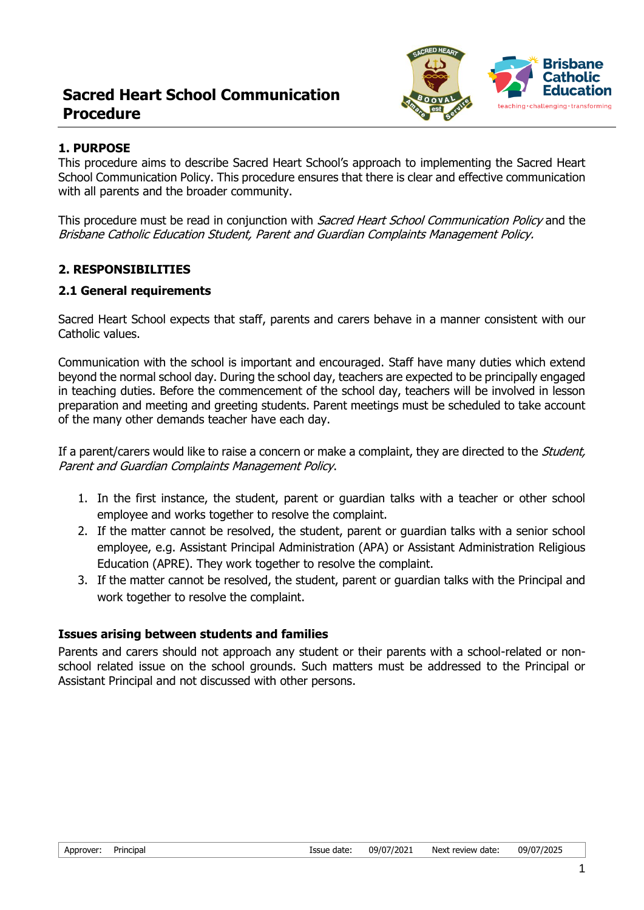# Sacred Heart School Communication Procedure

## 1. PURPOSE

This procedure aims to describe Sacred Heart School's approach to implementing the Sacred Heart School Communication Policy. This procedure ensures that there is clear and effective communication with all parents and the broader community.

This procedure must be read in conjunction with *Sacred Heart School Communication Policy* and the *Brisbane Catholic Education Student, Parent and Guardian Complaints Management Policy.*

## 2. RESPONSIBILITIES

### 2.1 General requirements

Sacred Heart School expects that staff, parents and carers behave in a manner consistent with our Catholic values.

Communication with the school is important and encouraged. Staff have many duties which extend beyond the normal school day. During the school day, teachers are expected to be principally engaged in teaching duties. Before the commencement of the school day, teachers will be involved in lesson preparation and meeting and greeting students. Parent meetings must be scheduled to take account of the many other demands teacher have each day.

If a parent/carers would like to raise a concern or make a complaint, they are directed to the *Student, Parent and Guardian Complaints Management Policy*.

1. In the first instance, the student, parent or guardian talks with a teacher or other school employee and works together to resolve the complaint.
2. If the matter cannot be resolved, the student, parent or guardian talks with a senior school employee, e.g. Assistant Principal Administration (APA) or Assistant Administration Religious Education (APRE). They work together to resolve the complaint.
3. If the matter cannot be resolved, the student, parent or guardian talks with the Principal and work together to resolve the complaint.

**Issues arising between students and families**

Parents and carers should not approach any student or their parents with a school-related or non-school related issue on the school grounds. Such matters must be addressed to the Principal or Assistant Principal and not discussed with other persons.

| Approver: | Principal | Issue date: | 09/07/2021 | Next review date: | 09/07/2025 |
|---|---|---|---|---|---|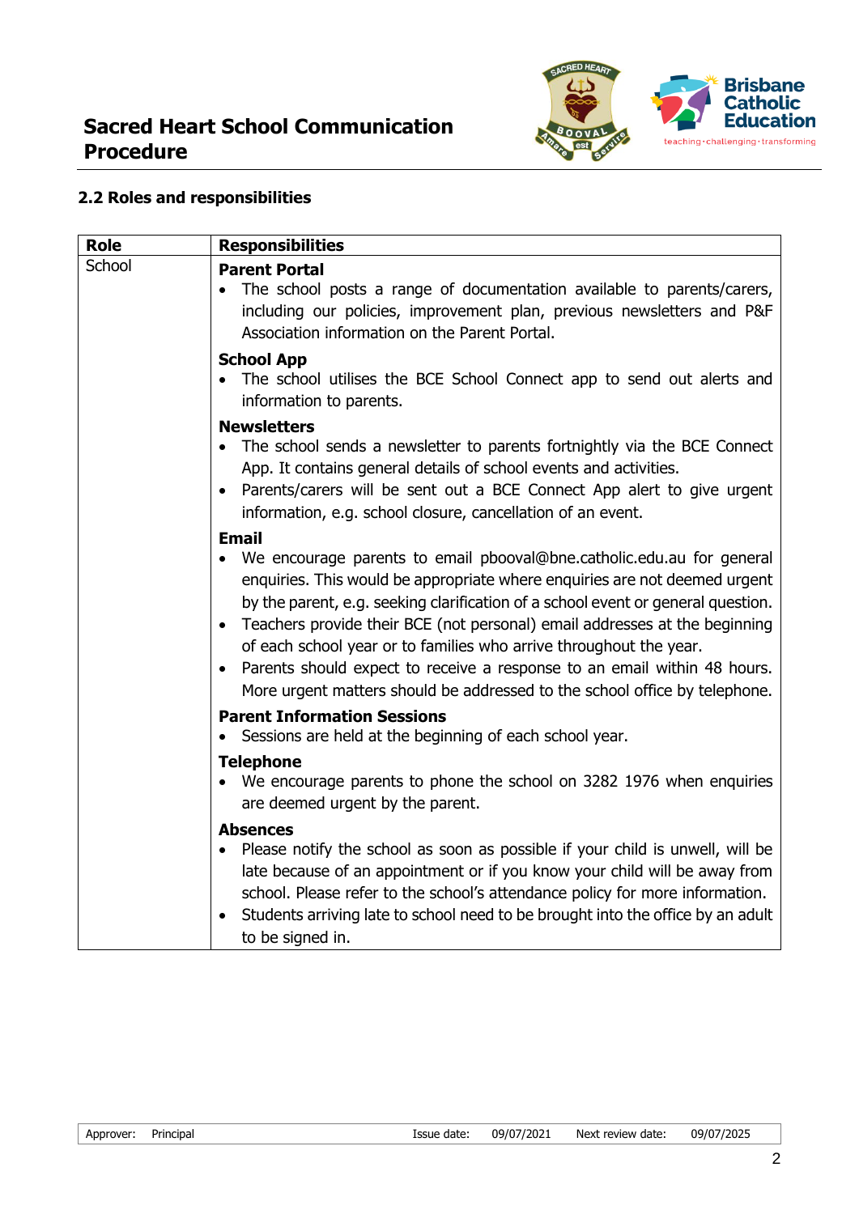### 2.2 Roles and responsibilities

| Role | Responsibilities |
|---|---|
| School | **Parent Portal**<br>• The school posts a range of documentation available to parents/carers, including our policies, improvement plan, previous newsletters and P&F Association information on the Parent Portal.<br><br>**School App**<br>• The school utilises the BCE School Connect app to send out alerts and information to parents.<br><br>**Newsletters**<br>• The school sends a newsletter to parents fortnightly via the BCE Connect App. It contains general details of school events and activities.<br>• Parents/carers will be sent out a BCE Connect App alert to give urgent information, e.g. school closure, cancellation of an event.<br><br>**Email**<br>• We encourage parents to email pbooval@bne.catholic.edu.au for general enquiries. This would be appropriate where enquiries are not deemed urgent by the parent, e.g. seeking clarification of a school event or general question.<br>• Teachers provide their BCE (not personal) email addresses at the beginning of each school year or to families who arrive throughout the year.<br>• Parents should expect to receive a response to an email within 48 hours. More urgent matters should be addressed to the school office by telephone.<br><br>**Parent Information Sessions**<br>• Sessions are held at the beginning of each school year.<br><br>**Telephone**<br>• We encourage parents to phone the school on 3282 1976 when enquiries are deemed urgent by the parent.<br><br>**Absences**<br>• Please notify the school as soon as possible if your child is unwell, will be late because of an appointment or if you know your child will be away from school. Please refer to the school's attendance policy for more information.<br>• Students arriving late to school need to be brought into the office by an adult to be signed in. |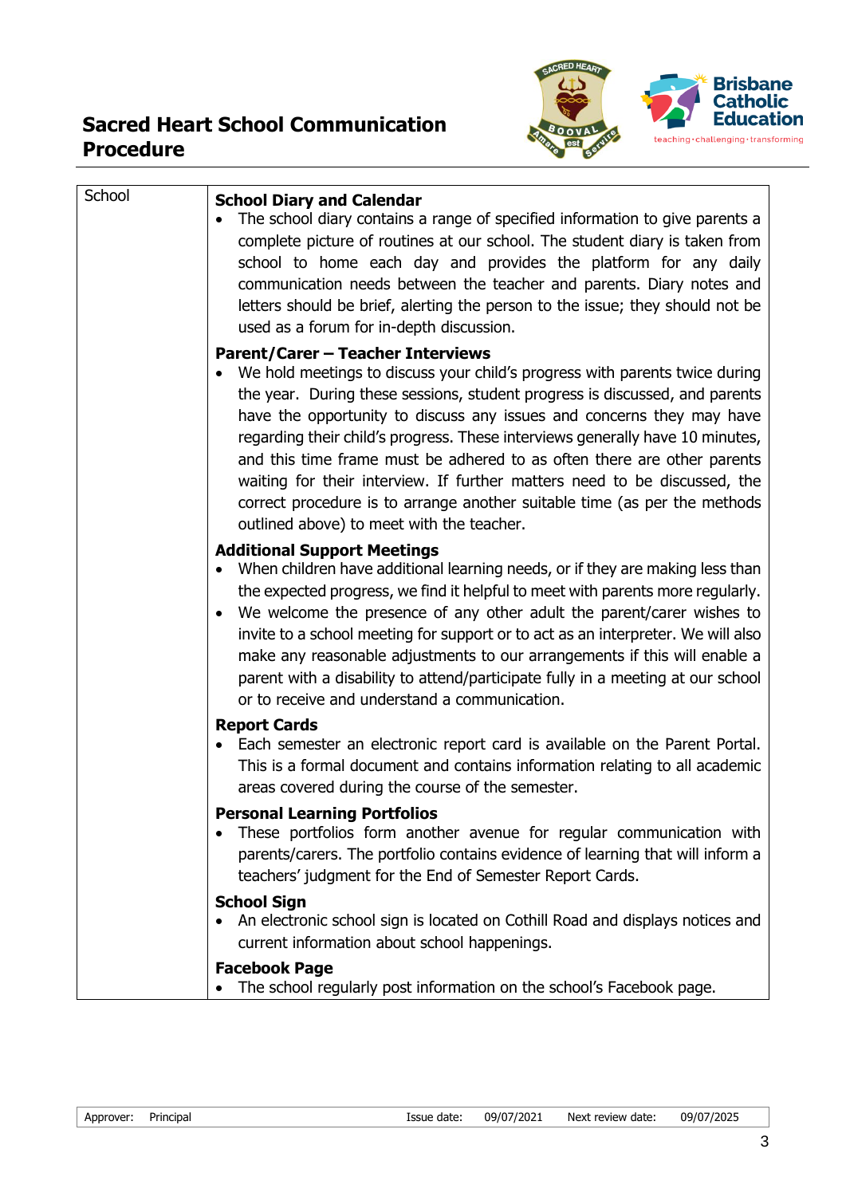| School | **School Diary and Calendar**<br>• The school diary contains a range of specified information to give parents a complete picture of routines at our school. The student diary is taken from school to home each day and provides the platform for any daily communication needs between the teacher and parents. Diary notes and letters should be brief, alerting the person to the issue; they should not be used as a forum for in-depth discussion.<br><br>**Parent/Carer – Teacher Interviews**<br>• We hold meetings to discuss your child's progress with parents twice during the year. During these sessions, student progress is discussed, and parents have the opportunity to discuss any issues and concerns they may have regarding their child's progress. These interviews generally have 10 minutes, and this time frame must be adhered to as often there are other parents waiting for their interview. If further matters need to be discussed, the correct procedure is to arrange another suitable time (as per the methods outlined above) to meet with the teacher.<br><br>**Additional Support Meetings**<br>• When children have additional learning needs, or if they are making less than the expected progress, we find it helpful to meet with parents more regularly.<br>• We welcome the presence of any other adult the parent/carer wishes to invite to a school meeting for support or to act as an interpreter. We will also make any reasonable adjustments to our arrangements if this will enable a parent with a disability to attend/participate fully in a meeting at our school or to receive and understand a communication.<br><br>**Report Cards**<br>• Each semester an electronic report card is available on the Parent Portal. This is a formal document and contains information relating to all academic areas covered during the course of the semester.<br><br>**Personal Learning Portfolios**<br>• These portfolios form another avenue for regular communication with parents/carers. The portfolio contains evidence of learning that will inform a teachers' judgment for the End of Semester Report Cards.<br><br>**School Sign**<br>• An electronic school sign is located on Cothill Road and displays notices and current information about school happenings.<br><br>**Facebook Page**<br>• The school regularly post information on the school's Facebook page. |
|---|---|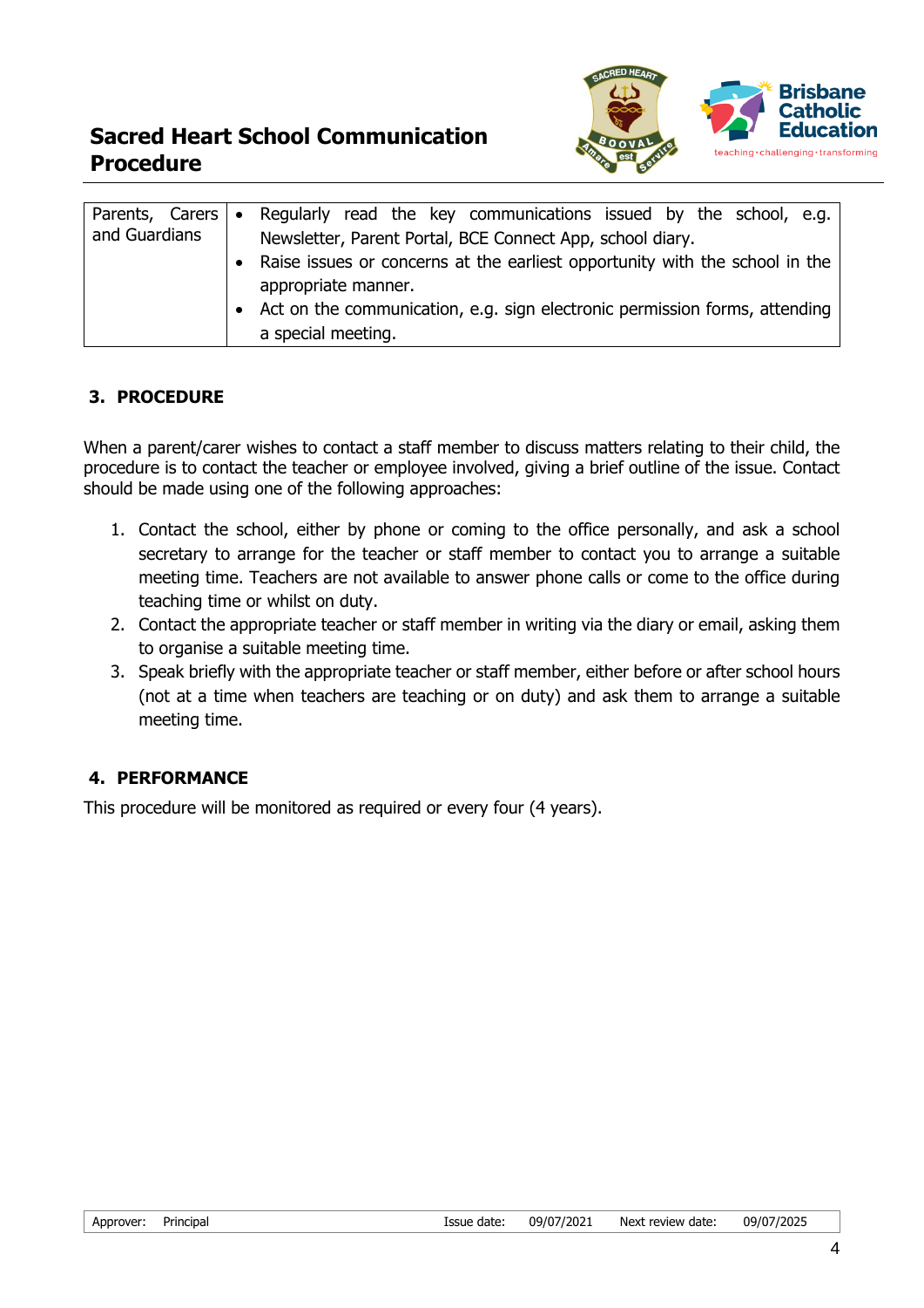| | |
|---|---|
| Parents, Carers and Guardians | • Regularly read the key communications issued by the school, e.g. Newsletter, Parent Portal, BCE Connect App, school diary.<br>• Raise issues or concerns at the earliest opportunity with the school in the appropriate manner.<br>• Act on the communication, e.g. sign electronic permission forms, attending a special meeting. |

## 3. PROCEDURE

When a parent/carer wishes to contact a staff member to discuss matters relating to their child, the procedure is to contact the teacher or employee involved, giving a brief outline of the issue. Contact should be made using one of the following approaches:

1. Contact the school, either by phone or coming to the office personally, and ask a school secretary to arrange for the teacher or staff member to contact you to arrange a suitable meeting time. Teachers are not available to answer phone calls or come to the office during teaching time or whilst on duty.
2. Contact the appropriate teacher or staff member in writing via the diary or email, asking them to organise a suitable meeting time.
3. Speak briefly with the appropriate teacher or staff member, either before or after school hours (not at a time when teachers are teaching or on duty) and ask them to arrange a suitable meeting time.

## 4. PERFORMANCE

This procedure will be monitored as required or every four (4 years).

| | | | | | |
|---|---|---|---|---|---|
| Approver: | Principal | Issue date: | 09/07/2021 | Next review date: | 09/07/2025 |